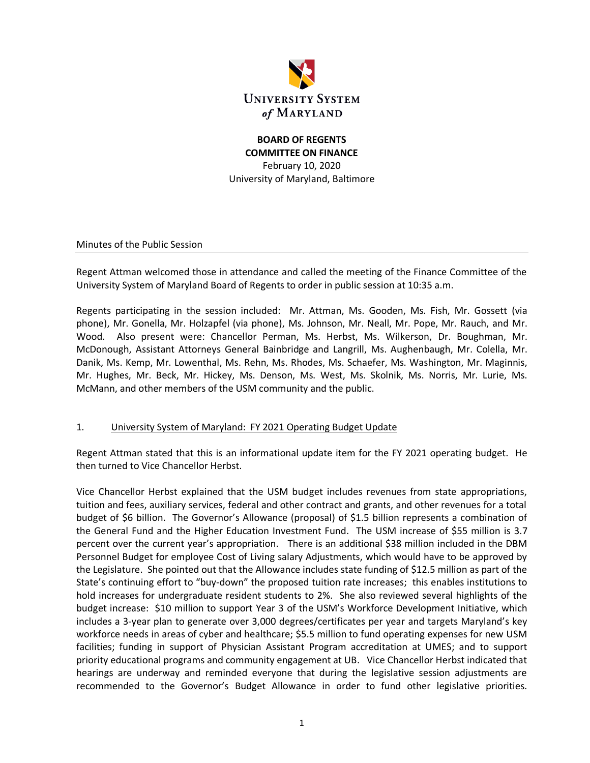UNIVERSITY SYSTEM of MARYLAND

**BOARD OF REGENTS**
**COMMITTEE ON FINANCE**
February 10, 2020
University of Maryland, Baltimore

Minutes of the Public Session

Regent Attman welcomed those in attendance and called the meeting of the Finance Committee of the University System of Maryland Board of Regents to order in public session at 10:35 a.m.

Regents participating in the session included: Mr. Attman, Ms. Gooden, Ms. Fish, Mr. Gossett (via phone), Mr. Gonella, Mr. Holzapfel (via phone), Ms. Johnson, Mr. Neall, Mr. Pope, Mr. Rauch, and Mr. Wood. Also present were: Chancellor Perman, Ms. Herbst, Ms. Wilkerson, Dr. Boughman, Mr. McDonough, Assistant Attorneys General Bainbridge and Langrill, Ms. Aughenbaugh, Mr. Colella, Mr. Danik, Ms. Kemp, Mr. Lowenthal, Ms. Rehn, Ms. Rhodes, Ms. Schaefer, Ms. Washington, Mr. Maginnis, Mr. Hughes, Mr. Beck, Mr. Hickey, Ms. Denson, Ms. West, Ms. Skolnik, Ms. Norris, Mr. Lurie, Ms. McMann, and other members of the USM community and the public.

1. <u>University System of Maryland: FY 2021 Operating Budget Update</u>

Regent Attman stated that this is an informational update item for the FY 2021 operating budget. He then turned to Vice Chancellor Herbst.

Vice Chancellor Herbst explained that the USM budget includes revenues from state appropriations, tuition and fees, auxiliary services, federal and other contract and grants, and other revenues for a total budget of $6 billion. The Governor's Allowance (proposal) of $1.5 billion represents a combination of the General Fund and the Higher Education Investment Fund. The USM increase of $55 million is 3.7 percent over the current year's appropriation. There is an additional $38 million included in the DBM Personnel Budget for employee Cost of Living salary Adjustments, which would have to be approved by the Legislature. She pointed out that the Allowance includes state funding of $12.5 million as part of the State's continuing effort to "buy-down" the proposed tuition rate increases; this enables institutions to hold increases for undergraduate resident students to 2%. She also reviewed several highlights of the budget increase: $10 million to support Year 3 of the USM's Workforce Development Initiative, which includes a 3-year plan to generate over 3,000 degrees/certificates per year and targets Maryland's key workforce needs in areas of cyber and healthcare; $5.5 million to fund operating expenses for new USM facilities; funding in support of Physician Assistant Program accreditation at UMES; and to support priority educational programs and community engagement at UB. Vice Chancellor Herbst indicated that hearings are underway and reminded everyone that during the legislative session adjustments are recommended to the Governor's Budget Allowance in order to fund other legislative priorities.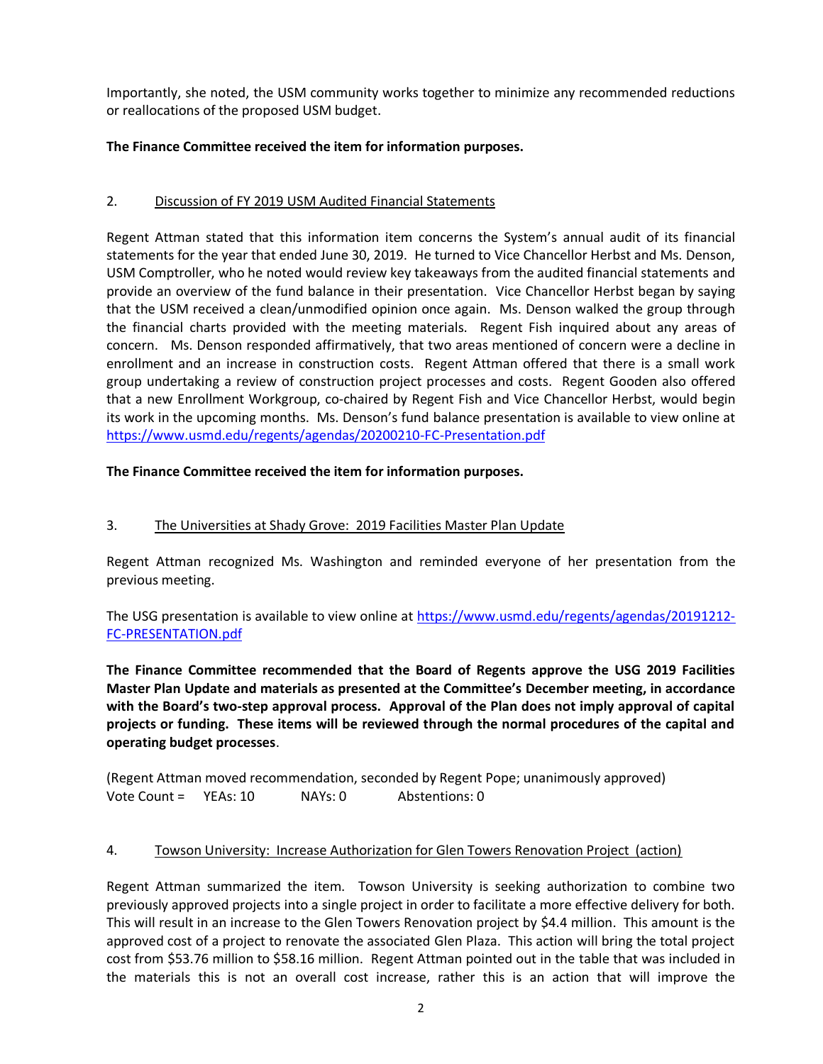Importantly, she noted, the USM community works together to minimize any recommended reductions or reallocations of the proposed USM budget.

**The Finance Committee received the item for information purposes.**

2. Discussion of FY 2019 USM Audited Financial Statements

Regent Attman stated that this information item concerns the System's annual audit of its financial statements for the year that ended June 30, 2019. He turned to Vice Chancellor Herbst and Ms. Denson, USM Comptroller, who he noted would review key takeaways from the audited financial statements and provide an overview of the fund balance in their presentation. Vice Chancellor Herbst began by saying that the USM received a clean/unmodified opinion once again. Ms. Denson walked the group through the financial charts provided with the meeting materials. Regent Fish inquired about any areas of concern. Ms. Denson responded affirmatively, that two areas mentioned of concern were a decline in enrollment and an increase in construction costs. Regent Attman offered that there is a small work group undertaking a review of construction project processes and costs. Regent Gooden also offered that a new Enrollment Workgroup, co-chaired by Regent Fish and Vice Chancellor Herbst, would begin its work in the upcoming months. Ms. Denson's fund balance presentation is available to view online at https://www.usmd.edu/regents/agendas/20200210-FC-Presentation.pdf

**The Finance Committee received the item for information purposes.**

3. The Universities at Shady Grove: 2019 Facilities Master Plan Update

Regent Attman recognized Ms. Washington and reminded everyone of her presentation from the previous meeting.

The USG presentation is available to view online at https://www.usmd.edu/regents/agendas/20191212-FC-PRESENTATION.pdf

**The Finance Committee recommended that the Board of Regents approve the USG 2019 Facilities Master Plan Update and materials as presented at the Committee's December meeting, in accordance with the Board's two-step approval process. Approval of the Plan does not imply approval of capital projects or funding. These items will be reviewed through the normal procedures of the capital and operating budget processes**.

(Regent Attman moved recommendation, seconded by Regent Pope; unanimously approved)
Vote Count = YEAs: 10 NAYs: 0 Abstentions: 0

4. Towson University: Increase Authorization for Glen Towers Renovation Project (action)

Regent Attman summarized the item. Towson University is seeking authorization to combine two previously approved projects into a single project in order to facilitate a more effective delivery for both. This will result in an increase to the Glen Towers Renovation project by $4.4 million. This amount is the approved cost of a project to renovate the associated Glen Plaza. This action will bring the total project cost from $53.76 million to $58.16 million. Regent Attman pointed out in the table that was included in the materials this is not an overall cost increase, rather this is an action that will improve the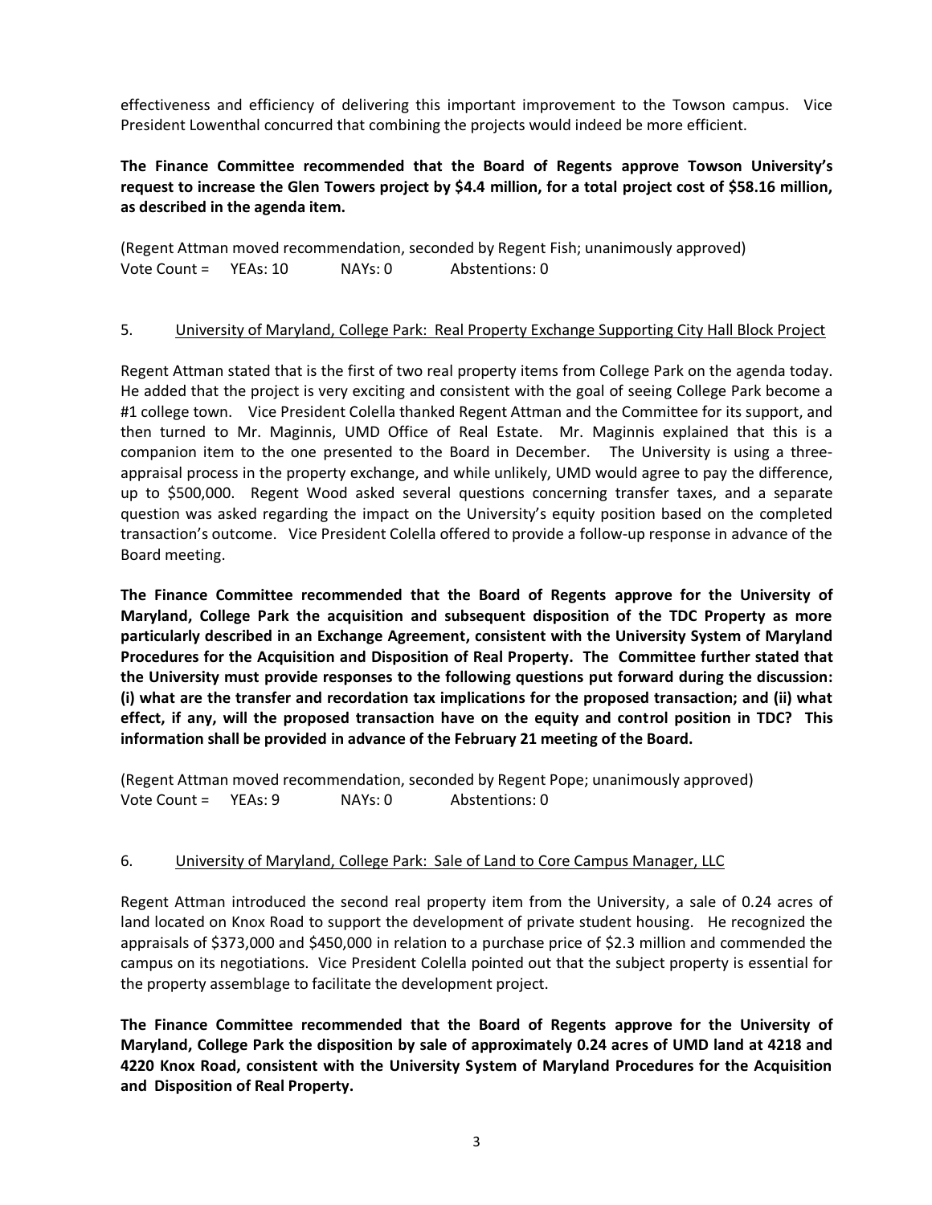effectiveness and efficiency of delivering this important improvement to the Towson campus. Vice President Lowenthal concurred that combining the projects would indeed be more efficient.

**The Finance Committee recommended that the Board of Regents approve Towson University's request to increase the Glen Towers project by $4.4 million, for a total project cost of $58.16 million, as described in the agenda item.**

(Regent Attman moved recommendation, seconded by Regent Fish; unanimously approved)
Vote Count = YEAs: 10 NAYs: 0 Abstentions: 0

5. University of Maryland, College Park: Real Property Exchange Supporting City Hall Block Project

Regent Attman stated that is the first of two real property items from College Park on the agenda today. He added that the project is very exciting and consistent with the goal of seeing College Park become a #1 college town. Vice President Colella thanked Regent Attman and the Committee for its support, and then turned to Mr. Maginnis, UMD Office of Real Estate. Mr. Maginnis explained that this is a companion item to the one presented to the Board in December. The University is using a three-appraisal process in the property exchange, and while unlikely, UMD would agree to pay the difference, up to $500,000. Regent Wood asked several questions concerning transfer taxes, and a separate question was asked regarding the impact on the University's equity position based on the completed transaction's outcome. Vice President Colella offered to provide a follow-up response in advance of the Board meeting.

**The Finance Committee recommended that the Board of Regents approve for the University of Maryland, College Park the acquisition and subsequent disposition of the TDC Property as more particularly described in an Exchange Agreement, consistent with the University System of Maryland Procedures for the Acquisition and Disposition of Real Property. The Committee further stated that the University must provide responses to the following questions put forward during the discussion: (i) what are the transfer and recordation tax implications for the proposed transaction; and (ii) what effect, if any, will the proposed transaction have on the equity and control position in TDC? This information shall be provided in advance of the February 21 meeting of the Board.**

(Regent Attman moved recommendation, seconded by Regent Pope; unanimously approved)
Vote Count = YEAs: 9 NAYs: 0 Abstentions: 0

6. University of Maryland, College Park: Sale of Land to Core Campus Manager, LLC

Regent Attman introduced the second real property item from the University, a sale of 0.24 acres of land located on Knox Road to support the development of private student housing. He recognized the appraisals of $373,000 and $450,000 in relation to a purchase price of $2.3 million and commended the campus on its negotiations. Vice President Colella pointed out that the subject property is essential for the property assemblage to facilitate the development project.

**The Finance Committee recommended that the Board of Regents approve for the University of Maryland, College Park the disposition by sale of approximately 0.24 acres of UMD land at 4218 and 4220 Knox Road, consistent with the University System of Maryland Procedures for the Acquisition and Disposition of Real Property.**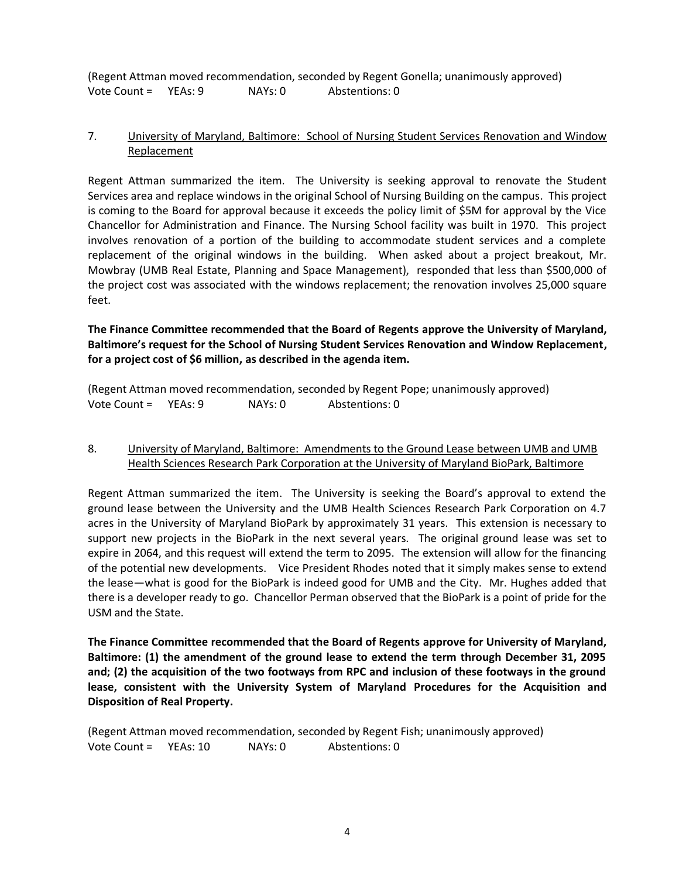(Regent Attman moved recommendation, seconded by Regent Gonella; unanimously approved)
Vote Count = YEAs: 9 NAYs: 0 Abstentions: 0

7. University of Maryland, Baltimore: School of Nursing Student Services Renovation and Window Replacement

Regent Attman summarized the item. The University is seeking approval to renovate the Student Services area and replace windows in the original School of Nursing Building on the campus. This project is coming to the Board for approval because it exceeds the policy limit of $5M for approval by the Vice Chancellor for Administration and Finance. The Nursing School facility was built in 1970. This project involves renovation of a portion of the building to accommodate student services and a complete replacement of the original windows in the building. When asked about a project breakout, Mr. Mowbray (UMB Real Estate, Planning and Space Management), responded that less than $500,000 of the project cost was associated with the windows replacement; the renovation involves 25,000 square feet.

**The Finance Committee recommended that the Board of Regents approve the University of Maryland, Baltimore's request for the School of Nursing Student Services Renovation and Window Replacement, for a project cost of $6 million, as described in the agenda item.**

(Regent Attman moved recommendation, seconded by Regent Pope; unanimously approved)
Vote Count = YEAs: 9 NAYs: 0 Abstentions: 0

8. University of Maryland, Baltimore: Amendments to the Ground Lease between UMB and UMB Health Sciences Research Park Corporation at the University of Maryland BioPark, Baltimore

Regent Attman summarized the item. The University is seeking the Board's approval to extend the ground lease between the University and the UMB Health Sciences Research Park Corporation on 4.7 acres in the University of Maryland BioPark by approximately 31 years. This extension is necessary to support new projects in the BioPark in the next several years. The original ground lease was set to expire in 2064, and this request will extend the term to 2095. The extension will allow for the financing of the potential new developments. Vice President Rhodes noted that it simply makes sense to extend the lease—what is good for the BioPark is indeed good for UMB and the City. Mr. Hughes added that there is a developer ready to go. Chancellor Perman observed that the BioPark is a point of pride for the USM and the State.

**The Finance Committee recommended that the Board of Regents approve for University of Maryland, Baltimore: (1) the amendment of the ground lease to extend the term through December 31, 2095 and; (2) the acquisition of the two footways from RPC and inclusion of these footways in the ground lease, consistent with the University System of Maryland Procedures for the Acquisition and Disposition of Real Property.**

(Regent Attman moved recommendation, seconded by Regent Fish; unanimously approved)
Vote Count = YEAs: 10 NAYs: 0 Abstentions: 0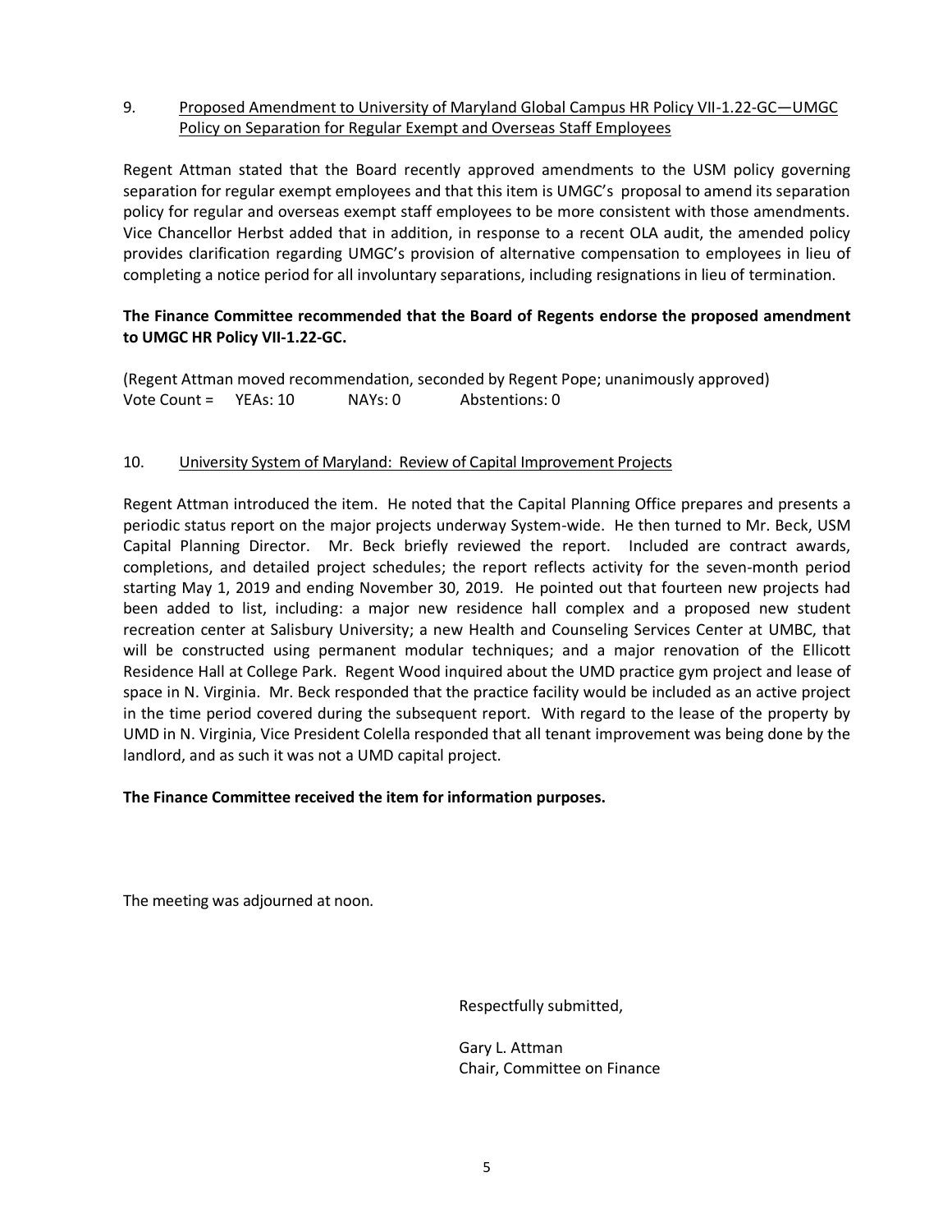9. Proposed Amendment to University of Maryland Global Campus HR Policy VII-1.22-GC—UMGC Policy on Separation for Regular Exempt and Overseas Staff Employees

Regent Attman stated that the Board recently approved amendments to the USM policy governing separation for regular exempt employees and that this item is UMGC's proposal to amend its separation policy for regular and overseas exempt staff employees to be more consistent with those amendments. Vice Chancellor Herbst added that in addition, in response to a recent OLA audit, the amended policy provides clarification regarding UMGC's provision of alternative compensation to employees in lieu of completing a notice period for all involuntary separations, including resignations in lieu of termination.

**The Finance Committee recommended that the Board of Regents endorse the proposed amendment to UMGC HR Policy VII-1.22-GC.**

(Regent Attman moved recommendation, seconded by Regent Pope; unanimously approved)
Vote Count = YEAs: 10 NAYs: 0 Abstentions: 0

10. University System of Maryland: Review of Capital Improvement Projects

Regent Attman introduced the item. He noted that the Capital Planning Office prepares and presents a periodic status report on the major projects underway System-wide. He then turned to Mr. Beck, USM Capital Planning Director. Mr. Beck briefly reviewed the report. Included are contract awards, completions, and detailed project schedules; the report reflects activity for the seven-month period starting May 1, 2019 and ending November 30, 2019. He pointed out that fourteen new projects had been added to list, including: a major new residence hall complex and a proposed new student recreation center at Salisbury University; a new Health and Counseling Services Center at UMBC, that will be constructed using permanent modular techniques; and a major renovation of the Ellicott Residence Hall at College Park. Regent Wood inquired about the UMD practice gym project and lease of space in N. Virginia. Mr. Beck responded that the practice facility would be included as an active project in the time period covered during the subsequent report. With regard to the lease of the property by UMD in N. Virginia, Vice President Colella responded that all tenant improvement was being done by the landlord, and as such it was not a UMD capital project.

**The Finance Committee received the item for information purposes.**

The meeting was adjourned at noon.

Respectfully submitted,

Gary L. Attman
Chair, Committee on Finance